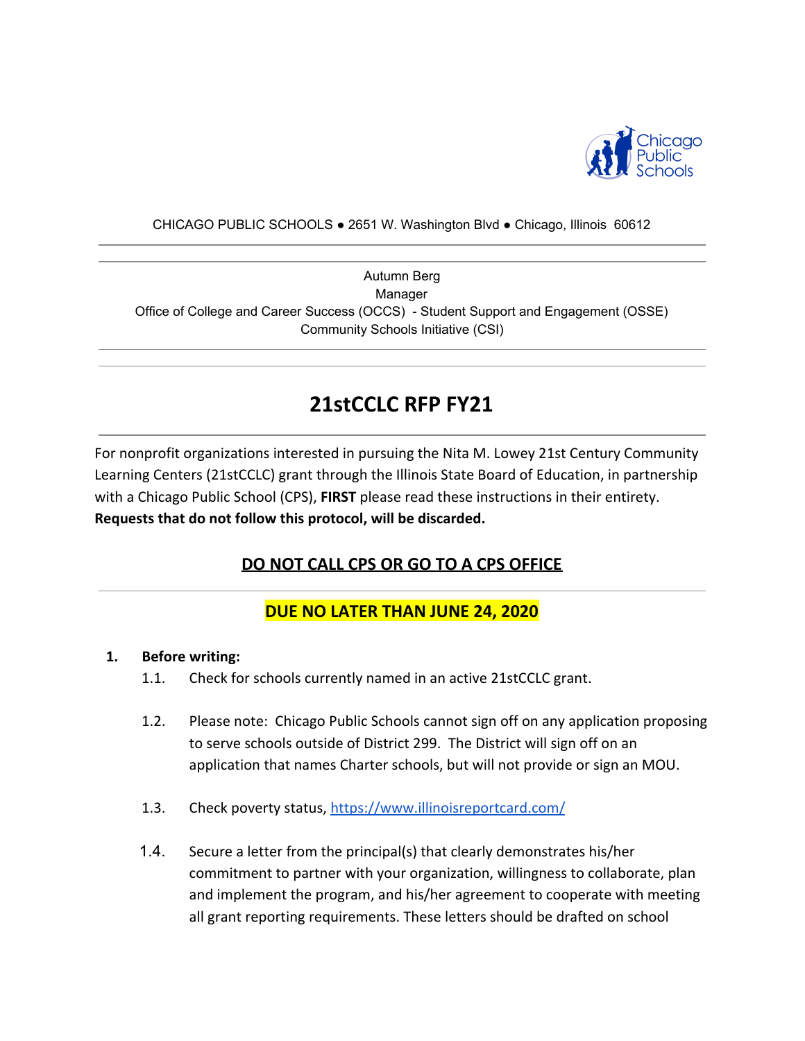CHICAGO PUBLIC SCHOOLS ● 2651 W. Washington Blvd ● Chicago, Illinois 60612

---

Autumn Berg
Manager
Office of College and Career Success (OCCS) - Student Support and Engagement (OSSE)
Community Schools Initiative (CSI)

---

# 21stCCLC RFP FY21

For nonprofit organizations interested in pursuing the Nita M. Lowey 21st Century Community Learning Centers (21stCCLC) grant through the Illinois State Board of Education, in partnership with a Chicago Public School (CPS), **FIRST** please read these instructions in their entirety. **Requests that do not follow this protocol, will be discarded.**

## DO NOT CALL CPS OR GO TO A CPS OFFICE

## DUE NO LATER THAN JUNE 24, 2020

1. **Before writing:**
   - 1.1. Check for schools currently named in an active 21stCCLC grant.
   - 1.2. Please note: Chicago Public Schools cannot sign off on any application proposing to serve schools outside of District 299. The District will sign off on an application that names Charter schools, but will not provide or sign an MOU.
   - 1.3. Check poverty status, https://www.illinoisreportcard.com/
   - 1.4. Secure a letter from the principal(s) that clearly demonstrates his/her commitment to partner with your organization, willingness to collaborate, plan and implement the program, and his/her agreement to cooperate with meeting all grant reporting requirements. These letters should be drafted on school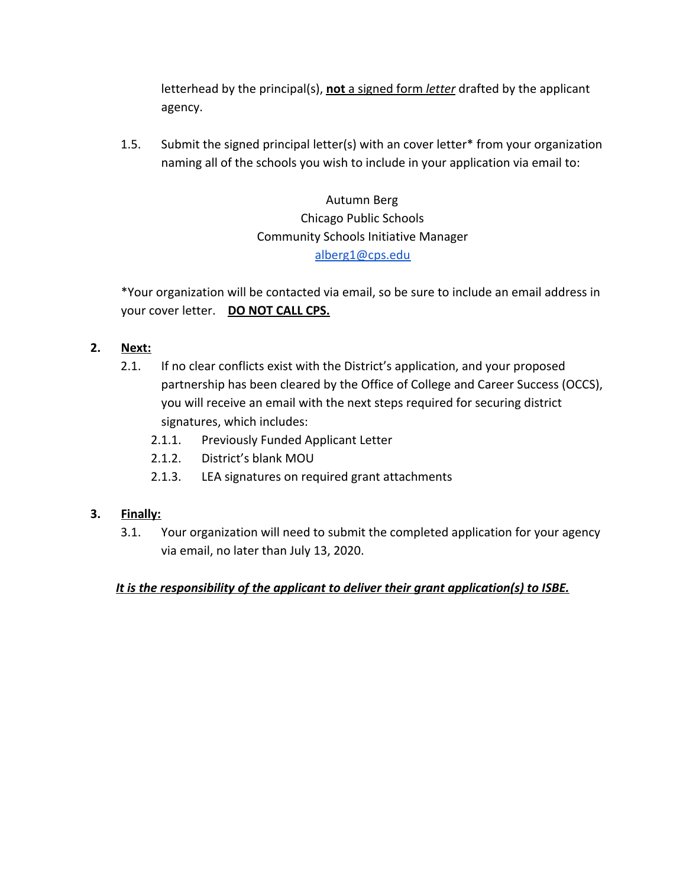letterhead by the principal(s), **not** <u>a signed form *letter*</u> drafted by the applicant agency.

1.5. Submit the signed principal letter(s) with an cover letter* from your organization naming all of the schools you wish to include in your application via email to:

Autumn Berg
Chicago Public Schools
Community Schools Initiative Manager
alberg1@cps.edu

*Your organization will be contacted via email, so be sure to include an email address in your cover letter. **DO NOT CALL CPS.**

**2. Next:**

2.1. If no clear conflicts exist with the District's application, and your proposed partnership has been cleared by the Office of College and Career Success (OCCS), you will receive an email with the next steps required for securing district signatures, which includes:

- 2.1.1. Previously Funded Applicant Letter
- 2.1.2. District's blank MOU
- 2.1.3. LEA signatures on required grant attachments

**3. Finally:**

3.1. Your organization will need to submit the completed application for your agency via email, no later than July 13, 2020.

***It is the responsibility of the applicant to deliver their grant application(s) to ISBE.***